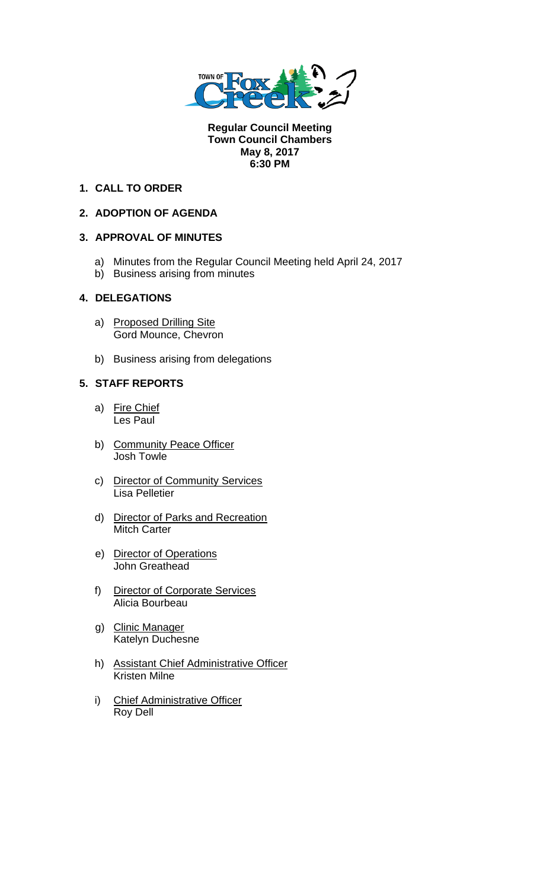**Regular Council Meeting**
**Town Council Chambers**
**May 8, 2017**
**6:30 PM**

1. **CALL TO ORDER**

2. **ADOPTION OF AGENDA**

3. **APPROVAL OF MINUTES**

   a) Minutes from the Regular Council Meeting held April 24, 2017
   b) Business arising from minutes

4. **DELEGATIONS**

   a) Proposed Drilling Site
   Gord Mounce, Chevron

   b) Business arising from delegations

5. **STAFF REPORTS**

   a) Fire Chief
   Les Paul

   b) Community Peace Officer
   Josh Towle

   c) Director of Community Services
   Lisa Pelletier

   d) Director of Parks and Recreation
   Mitch Carter

   e) Director of Operations
   John Greathead

   f) Director of Corporate Services
   Alicia Bourbeau

   g) Clinic Manager
   Katelyn Duchesne

   h) Assistant Chief Administrative Officer
   Kristen Milne

   i) Chief Administrative Officer
   Roy Dell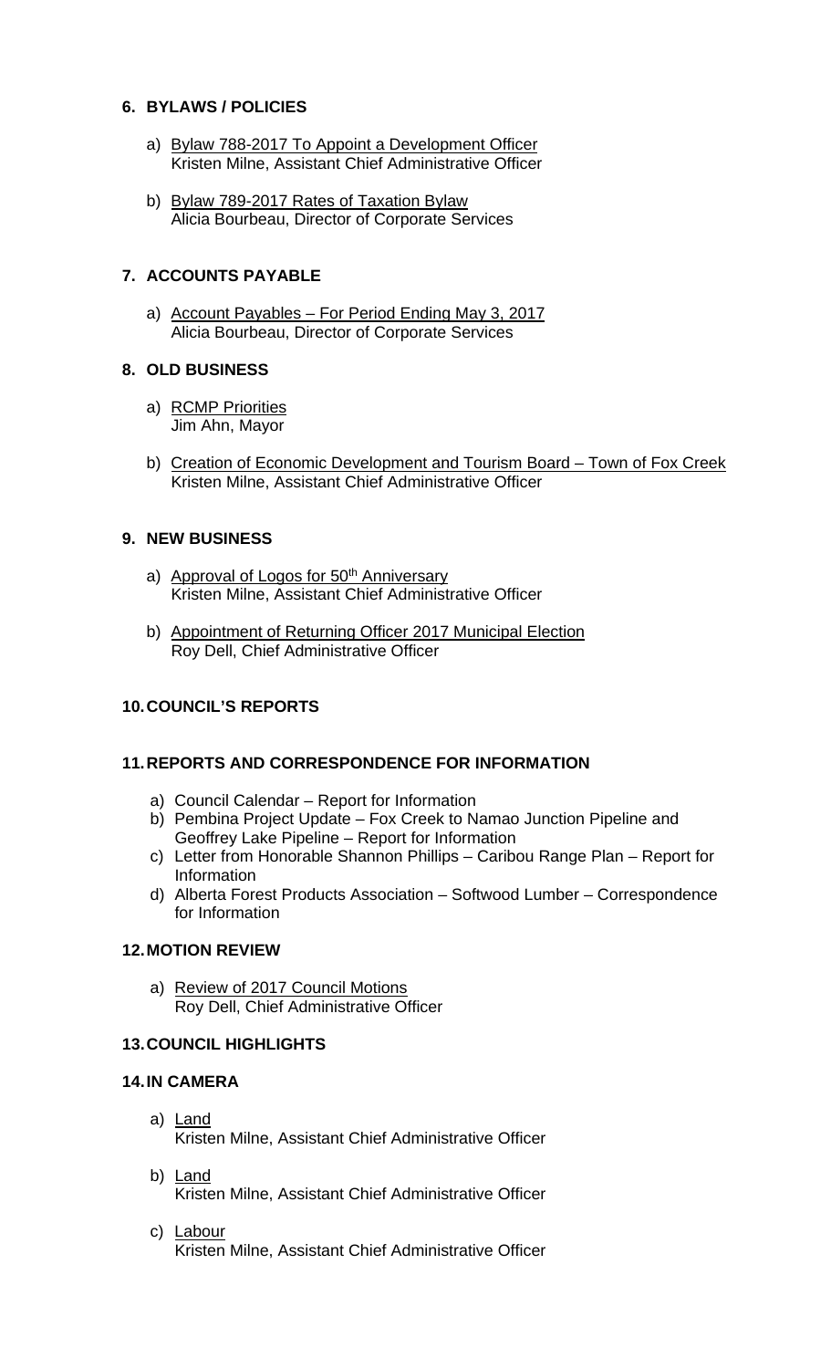## 6. BYLAWS / POLICIES

a) Bylaw 788-2017 To Appoint a Development Officer
Kristen Milne, Assistant Chief Administrative Officer

b) Bylaw 789-2017 Rates of Taxation Bylaw
Alicia Bourbeau, Director of Corporate Services

## 7. ACCOUNTS PAYABLE

a) Account Payables – For Period Ending May 3, 2017
Alicia Bourbeau, Director of Corporate Services

## 8. OLD BUSINESS

a) RCMP Priorities
Jim Ahn, Mayor

b) Creation of Economic Development and Tourism Board – Town of Fox Creek
Kristen Milne, Assistant Chief Administrative Officer

## 9. NEW BUSINESS

a) Approval of Logos for 50th Anniversary
Kristen Milne, Assistant Chief Administrative Officer

b) Appointment of Returning Officer 2017 Municipal Election
Roy Dell, Chief Administrative Officer

## 10. COUNCIL'S REPORTS

## 11. REPORTS AND CORRESPONDENCE FOR INFORMATION

a) Council Calendar – Report for Information
b) Pembina Project Update – Fox Creek to Namao Junction Pipeline and Geoffrey Lake Pipeline – Report for Information
c) Letter from Honorable Shannon Phillips – Caribou Range Plan – Report for Information
d) Alberta Forest Products Association – Softwood Lumber – Correspondence for Information

## 12. MOTION REVIEW

a) Review of 2017 Council Motions
Roy Dell, Chief Administrative Officer

## 13. COUNCIL HIGHLIGHTS

## 14. IN CAMERA

a) Land
Kristen Milne, Assistant Chief Administrative Officer

b) Land
Kristen Milne, Assistant Chief Administrative Officer

c) Labour
Kristen Milne, Assistant Chief Administrative Officer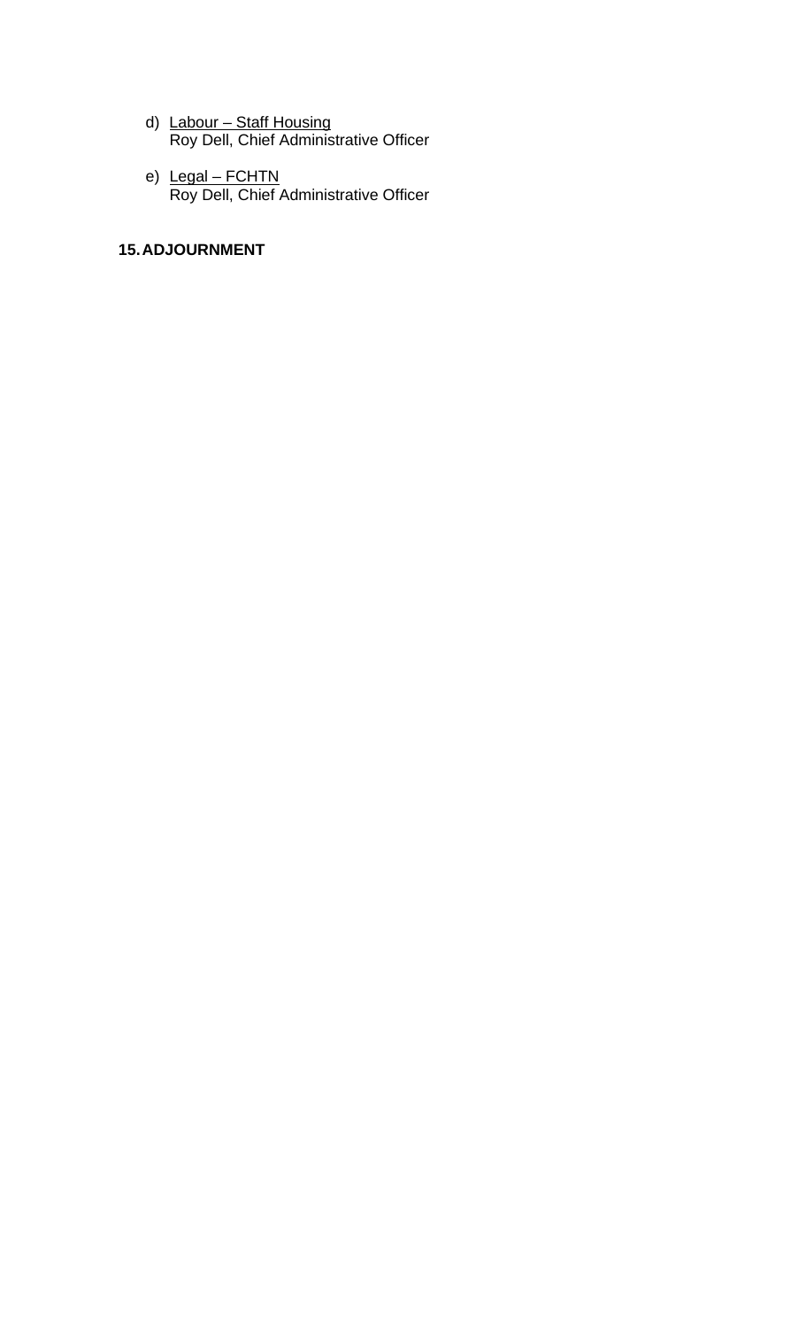d) Labour – Staff Housing
   Roy Dell, Chief Administrative Officer

e) Legal – FCHTN
   Roy Dell, Chief Administrative Officer

**15. ADJOURNMENT**